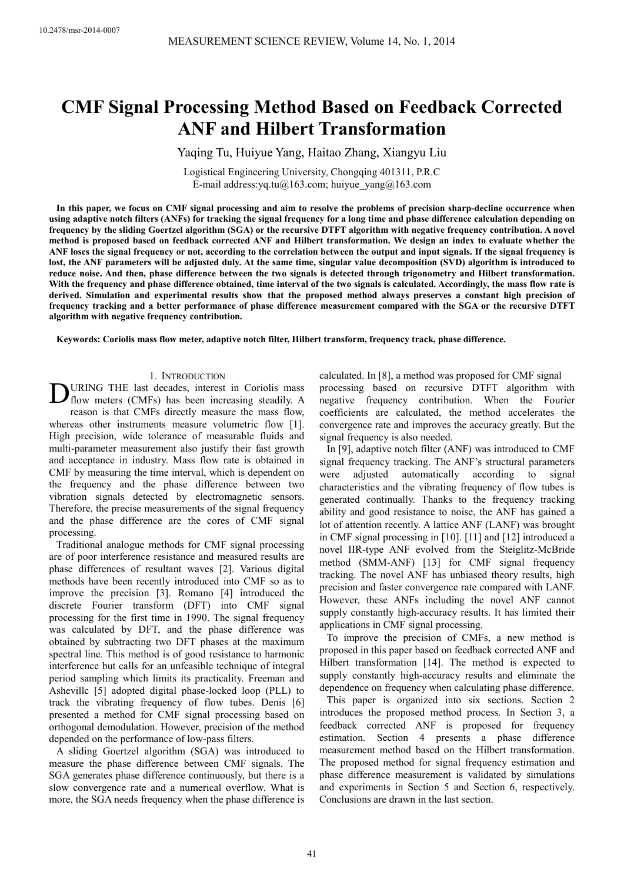# CMF Signal Processing Method Based on Feedback Corrected ANF and Hilbert Transformation

Yaqing Tu, Huiyue Yang, Haitao Zhang, Xiangyu Liu

Logistical Engineering University, Chongqing 401311, P.R.C
E-mail address:yq.tu@163.com; huiyue_yang@163.com

**In this paper, we focus on CMF signal processing and aim to resolve the problems of precision sharp-decline occurrence when using adaptive notch filters (ANFs) for tracking the signal frequency for a long time and phase difference calculation depending on frequency by the sliding Goertzel algorithm (SGA) or the recursive DTFT algorithm with negative frequency contribution. A novel method is proposed based on feedback corrected ANF and Hilbert transformation. We design an index to evaluate whether the ANF loses the signal frequency or not, according to the correlation between the output and input signals. If the signal frequency is lost, the ANF parameters will be adjusted duly. At the same time, singular value decomposition (SVD) algorithm is introduced to reduce noise. And then, phase difference between the two signals is detected through trigonometry and Hilbert transformation. With the frequency and phase difference obtained, time interval of the two signals is calculated. Accordingly, the mass flow rate is derived. Simulation and experimental results show that the proposed method always preserves a constant high precision of frequency tracking and a better performance of phase difference measurement compared with the SGA or the recursive DTFT algorithm with negative frequency contribution.**

**Keywords: Coriolis mass flow meter, adaptive notch filter, Hilbert transform, frequency track, phase difference.**

## 1. Introduction

During the last decades, interest in Coriolis mass flow meters (CMFs) has been increasing steadily. A reason is that CMFs directly measure the mass flow, whereas other instruments measure volumetric flow [1]. High precision, wide tolerance of measurable fluids and multi-parameter measurement also justify their fast growth and acceptance in industry. Mass flow rate is obtained in CMF by measuring the time interval, which is dependent on the frequency and the phase difference between two vibration signals detected by electromagnetic sensors. Therefore, the precise measurements of the signal frequency and the phase difference are the cores of CMF signal processing.

Traditional analogue methods for CMF signal processing are of poor interference resistance and measured results are phase differences of resultant waves [2]. Various digital methods have been recently introduced into CMF so as to improve the precision [3]. Romano [4] introduced the discrete Fourier transform (DFT) into CMF signal processing for the first time in 1990. The signal frequency was calculated by DFT, and the phase difference was obtained by subtracting two DFT phases at the maximum spectral line. This method is of good resistance to harmonic interference but calls for an unfeasible technique of integral period sampling which limits its practicality. Freeman and Ashevillc [5] adopted digital phase-locked loop (PLL) to track the vibrating frequency of flow tubes. Denis [6] presented a method for CMF signal processing based on orthogonal demodulation. However, precision of the method depended on the performance of low-pass filters.

A sliding Goertzel algorithm (SGA) was introduced to measure the phase difference between CMF signals. The SGA generates phase difference continuously, but there is a slow convergence rate and a numerical overflow. What is more, the SGA needs frequency when the phase difference is calculated. In [8], a method was proposed for CMF signal processing based on recursive DTFT algorithm with negative frequency contribution. When the Fourier coefficients are calculated, the method accelerates the convergence rate and improves the accuracy greatly. But the signal frequency is also needed.

In [9], adaptive notch filter (ANF) was introduced to CMF signal frequency tracking. The ANF's structural parameters were adjusted automatically according to signal characteristics and the vibrating frequency of flow tubes is generated continually. Thanks to the frequency tracking ability and good resistance to noise, the ANF has gained a lot of attention recently. A lattice ANF (LANF) was brought in CMF signal processing in [10]. [11] and [12] introduced a novel IIR-type ANF evolved from the Steiglitz-McBride method (SMM-ANF) [13] for CMF signal frequency tracking. The novel ANF has unbiased theory results, high precision and faster convergence rate compared with LANF. However, these ANFs including the novel ANF cannot supply constantly high-accuracy results. It has limited their applications in CMF signal processing.

To improve the precision of CMFs, a new method is proposed in this paper based on feedback corrected ANF and Hilbert transformation [14]. The method is expected to supply constantly high-accuracy results and eliminate the dependence on frequency when calculating phase difference.

This paper is organized into six sections. Section 2 introduces the proposed method process. In Section 3, a feedback corrected ANF is proposed for frequency estimation. Section 4 presents a phase difference measurement method based on the Hilbert transformation. The proposed method for signal frequency estimation and phase difference measurement is validated by simulations and experiments in Section 5 and Section 6, respectively. Conclusions are drawn in the last section.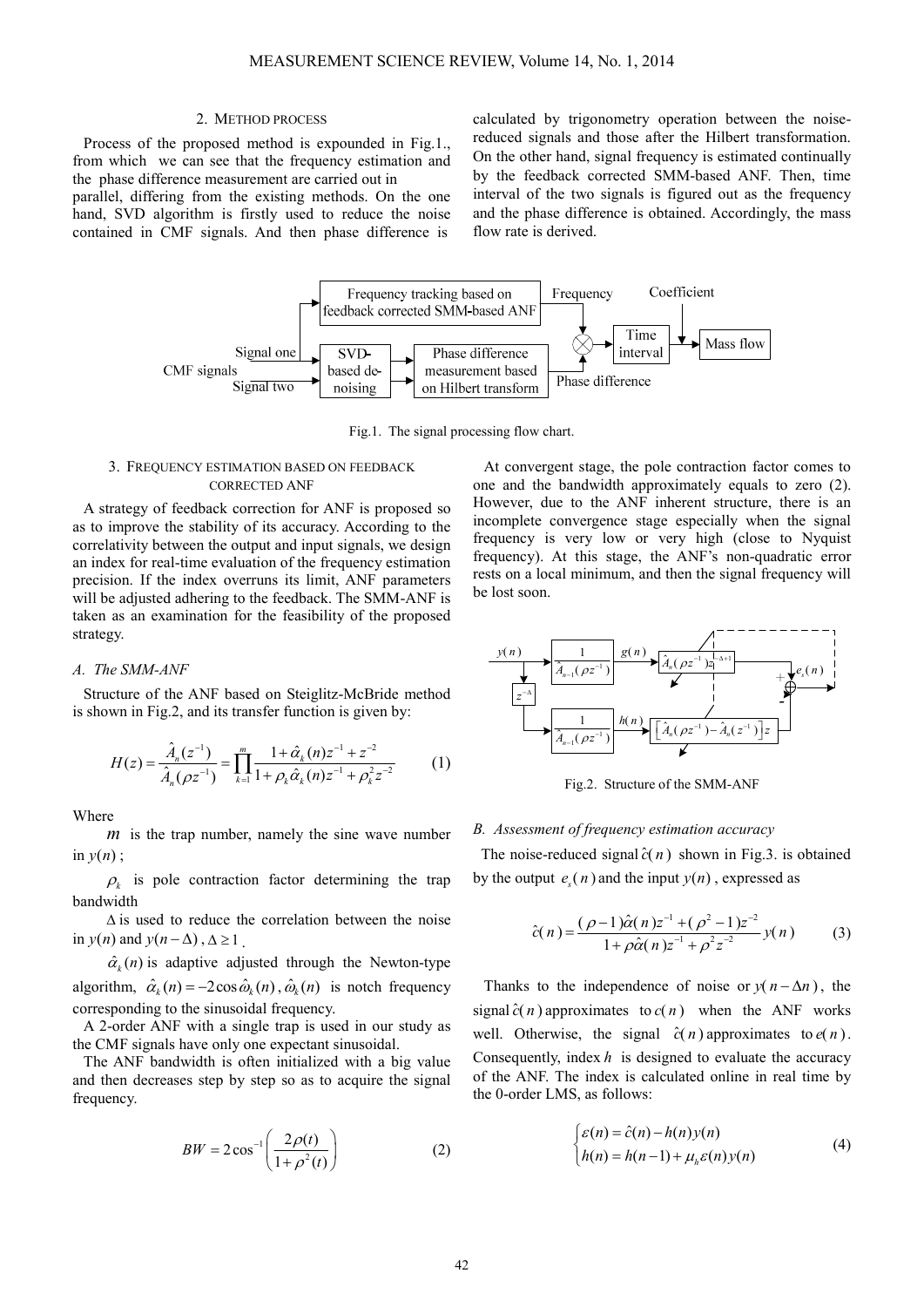## 2. Method process

Process of the proposed method is expounded in Fig.1., from which we can see that the frequency estimation and the phase difference measurement are carried out in parallel, differing from the existing methods. On the one hand, SVD algorithm is firstly used to reduce the noise contained in CMF signals. And then phase difference is calculated by trigonometry operation between the noise-reduced signals and those after the Hilbert transformation. On the other hand, signal frequency is estimated continually by the feedback corrected SMM-based ANF. Then, time interval of the two signals is figured out as the frequency and the phase difference is obtained. Accordingly, the mass flow rate is derived.

Fig.1. The signal processing flow chart.

## 3. Frequency estimation based on feedback corrected ANF

A strategy of feedback correction for ANF is proposed so as to improve the stability of its accuracy. According to the correlativity between the output and input signals, we design an index for real-time evaluation of the frequency estimation precision. If the index overruns its limit, ANF parameters will be adjusted adhering to the feedback. The SMM-ANF is taken as an examination for the feasibility of the proposed strategy.

### A. The SMM-ANF

Structure of the ANF based on Steiglitz-McBride method is shown in Fig.2, and its transfer function is given by:

$$H(z) = \frac{\hat{A}_n(z^{-1})}{\hat{A}_n(\rho z^{-1})} = \prod_{k=1}^{m} \frac{1 + \hat{\alpha}_k(n) z^{-1} + z^{-2}}{1 + \rho_k \hat{\alpha}_k(n) z^{-1} + \rho_k^2 z^{-2}} \tag{1}$$

Where

$m$ is the trap number, namely the sine wave number in $y(n)$;

$\rho_k$ is pole contraction factor determining the trap bandwidth

$\Delta$ is used to reduce the correlation between the noise in $y(n)$ and $y(n-\Delta)$, $\Delta \geq 1$.

$\hat{\alpha}_k(n)$ is adaptive adjusted through the Newton-type algorithm, $\hat{\alpha}_k(n) = -2\cos\hat{\omega}_k(n)$, $\hat{\omega}_k(n)$ is notch frequency corresponding to the sinusoidal frequency.

A 2-order ANF with a single trap is used in our study as the CMF signals have only one expectant sinusoidal.

The ANF bandwidth is often initialized with a big value and then decreases step by step so as to acquire the signal frequency.

$$BW = 2\cos^{-1}\left(\frac{2\rho(t)}{1+\rho^2(t)}\right) \tag{2}$$

At convergent stage, the pole contraction factor comes to one and the bandwidth approximately equals to zero (2). However, due to the ANF inherent structure, there is an incomplete convergence stage especially when the signal frequency is very low or very high (close to Nyquist frequency). At this stage, the ANF's non-quadratic error rests on a local minimum, and then the signal frequency will be lost soon.

Fig.2. Structure of the SMM-ANF

### B. Assessment of frequency estimation accuracy

The noise-reduced signal $\hat{c}(n)$ shown in Fig.3. is obtained by the output $e_s(n)$ and the input $y(n)$, expressed as

$$\hat{c}(n) = \frac{(\rho-1)\hat{\alpha}(n)z^{-1} + (\rho^2-1)z^{-2}}{1 + \rho\hat{\alpha}(n)z^{-1} + \rho^2 z^{-2}} y(n) \tag{3}$$

Thanks to the independence of noise or $y(n-\Delta n)$, the signal $\hat{c}(n)$ approximates to $c(n)$ when the ANF works well. Otherwise, the signal $\hat{c}(n)$ approximates to $e(n)$. Consequently, index $h$ is designed to evaluate the accuracy of the ANF. The index is calculated online in real time by the 0-order LMS, as follows:

$$\begin{cases} \varepsilon(n) = \hat{c}(n) - h(n)y(n) \\ h(n) = h(n-1) + \mu_h \varepsilon(n) y(n) \end{cases} \tag{4}$$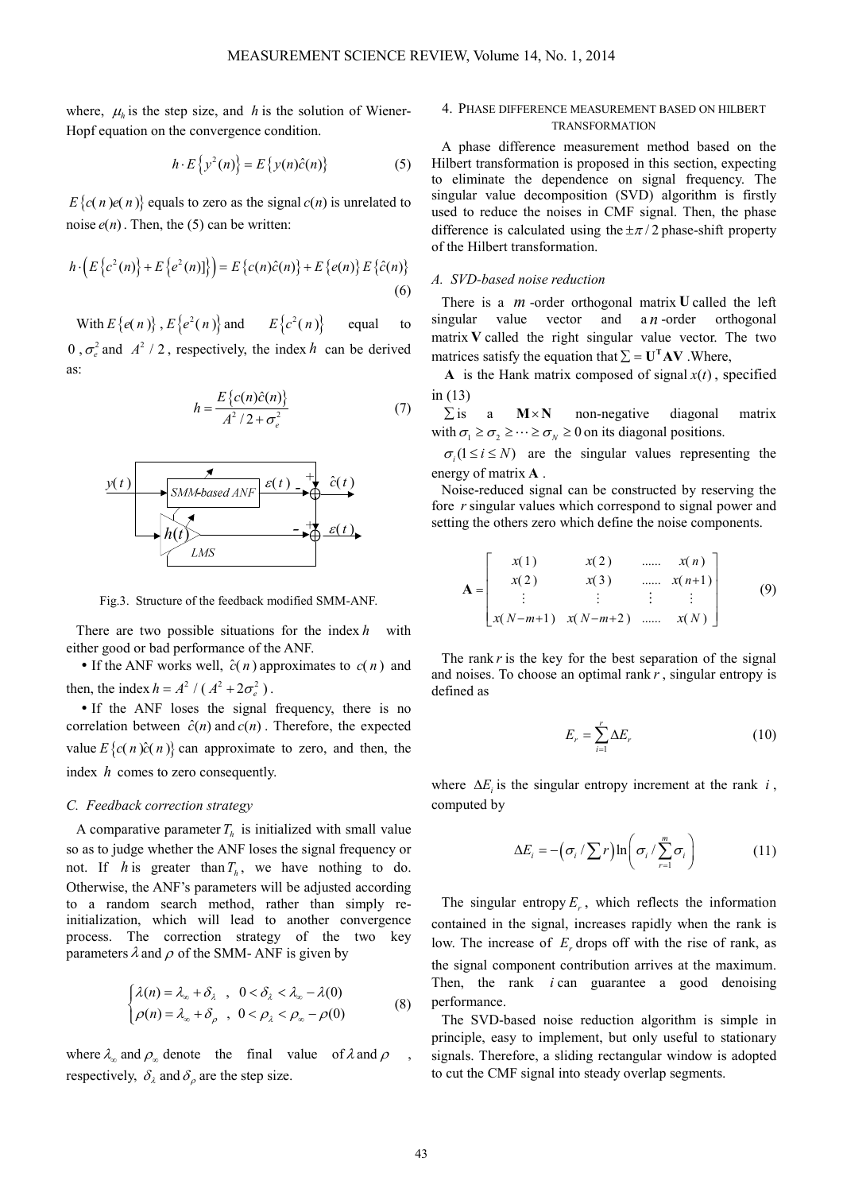where, $\mu_h$ is the step size, and $h$ is the solution of Wiener-Hopf equation on the convergence condition.

$$h \cdot E\left\{y^2(n)\right\} = E\left\{y(n)\hat{c}(n)\right\} \tag{5}$$

$E\left\{c(n)e(n)\right\}$ equals to zero as the signal $c(n)$ is unrelated to noise $e(n)$. Then, the (5) can be written:

$$h \cdot \left(E\left\{c^2(n)\right\} + E\left\{e^2(n)\right]\right\}\right) = E\left\{c(n)\hat{c}(n)\right\} + E\left\{e(n)\right\} E\left\{\hat{c}(n)\right\} \tag{6}$$

With $E\left\{e(n)\right\}$, $E\left\{e^2(n)\right\}$ and $E\left\{c^2(n)\right\}$ equal to $0$, $\sigma_e^2$ and $A^2/2$, respectively, the index $h$ can be derived as:

$$h = \frac{E\left\{c(n)\hat{c}(n)\right\}}{A^2/2 + \sigma_e^2} \tag{7}$$

Fig.3. Structure of the feedback modified SMM-ANF.

There are two possible situations for the index $h$ with either good or bad performance of the ANF.

- If the ANF works well, $\hat{c}(n)$ approximates to $c(n)$ and then, the index $h = A^2/(A^2 + 2\sigma_e^2)$.
- If the ANF loses the signal frequency, there is no correlation between $\hat{c}(n)$ and $c(n)$. Therefore, the expected value $E\left\{c(n)\hat{c}(n)\right\}$ can approximate to zero, and then, the index $h$ comes to zero consequently.

### C. Feedback correction strategy

A comparative parameter $T_h$ is initialized with small value so as to judge whether the ANF loses the signal frequency or not. If $h$ is greater than $T_h$, we have nothing to do. Otherwise, the ANF's parameters will be adjusted according to a random search method, rather than simply re-initialization, which will lead to another convergence process. The correction strategy of the two key parameters $\lambda$ and $\rho$ of the SMM- ANF is given by

$$\begin{cases} \lambda(n) = \lambda_\infty + \delta_\lambda \ , \ 0 < \delta_\lambda < \lambda_\infty - \lambda(0) \\ \rho(n) = \lambda_\infty + \delta_\rho \ , \ 0 < \rho_\lambda < \rho_\infty - \rho(0) \end{cases} \tag{8}$$

where $\lambda_\infty$ and $\rho_\infty$ denote the final value of $\lambda$ and $\rho$, respectively, $\delta_\lambda$ and $\delta_\rho$ are the step size.

## 4. Phase difference measurement based on Hilbert transformation

A phase difference measurement method based on the Hilbert transformation is proposed in this section, expecting to eliminate the dependence on signal frequency. The singular value decomposition (SVD) algorithm is firstly used to reduce the noises in CMF signal. Then, the phase difference is calculated using the $\pm\pi/2$ phase-shift property of the Hilbert transformation.

### A. SVD-based noise reduction

There is a $m$-order orthogonal matrix $\mathbf{U}$ called the left singular value vector and a $n$-order orthogonal matrix $\mathbf{V}$ called the right singular value vector. The two matrices satisfy the equation that $\Sigma = \mathbf{U}^\mathbf{T}\mathbf{A}\mathbf{V}$ .Where,

$\mathbf{A}$ is the Hank matrix composed of signal $x(t)$, specified in (13)

$\Sigma$ is a $\mathbf{M} \times \mathbf{N}$ non-negative diagonal matrix with $\sigma_1 \geq \sigma_2 \geq \cdots \geq \sigma_N \geq 0$ on its diagonal positions.

$\sigma_i (1 \leq i \leq N)$ are the singular values representing the energy of matrix $\mathbf{A}$.

Noise-reduced signal can be constructed by reserving the fore $r$ singular values which correspond to signal power and setting the others zero which define the noise components.

$$\mathbf{A} = \begin{bmatrix} x(1) & x(2) & ...... & x(n) \\ x(2) & x(3) & ...... & x(n+1) \\ \vdots & \vdots & \vdots & \vdots \\ x(N-m+1) & x(N-m+2) & ...... & x(N) \end{bmatrix} \tag{9}$$

The rank $r$ is the key for the best separation of the signal and noises. To choose an optimal rank $r$, singular entropy is defined as

$$E_r = \sum_{i=1}^{r} \Delta E_r \tag{10}$$

where $\Delta E_i$ is the singular entropy increment at the rank $i$, computed by

$$\Delta E_i = -\left(\sigma_i / \sum r\right) \ln\left(\sigma_i / \sum_{r=1}^{m} \sigma_i\right) \tag{11}$$

The singular entropy $E_r$, which reflects the information contained in the signal, increases rapidly when the rank is low. The increase of $E_r$ drops off with the rise of rank, as the signal component contribution arrives at the maximum. Then, the rank $i$ can guarantee a good denoising performance.

The SVD-based noise reduction algorithm is simple in principle, easy to implement, but only useful to stationary signals. Therefore, a sliding rectangular window is adopted to cut the CMF signal into steady overlap segments.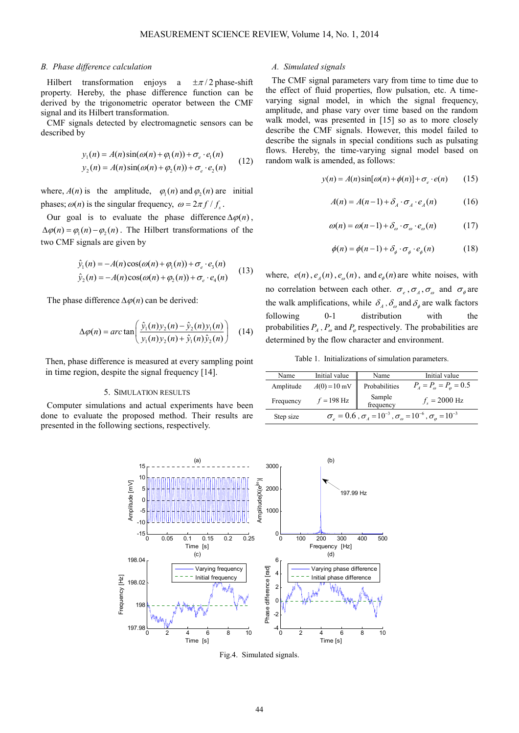### B. Phase difference calculation

Hilbert transformation enjoys a $\pm\pi/2$ phase-shift property. Hereby, the phase difference function can be derived by the trigonometric operator between the CMF signal and its Hilbert transformation.

CMF signals detected by electromagnetic sensors can be described by

$$
\begin{aligned}
y_1(n) &= A(n)\sin(\omega(n)+\varphi_1(n)) + \sigma_e \cdot e_1(n) \\
y_2(n) &= A(n)\sin(\omega(n)+\varphi_2(n)) + \sigma_e \cdot e_2(n)
\end{aligned} \tag{12}
$$

where, $A(n)$ is the amplitude, $\varphi_1(n)$ and $\varphi_2(n)$ are initial phases; $\omega(n)$ is the singular frequency, $\omega = 2\pi f / f_s$.

Our goal is to evaluate the phase difference $\Delta\varphi(n)$, $\Delta\varphi(n) = \varphi_1(n) - \varphi_2(n)$. The Hilbert transformations of the two CMF signals are given by

$$
\begin{aligned}
\hat{y}_1(n) &= -A(n)\cos(\omega(n)+\varphi_1(n)) + \sigma_e \cdot e_3(n) \\
\hat{y}_2(n) &= -A(n)\cos(\omega(n)+\varphi_2(n)) + \sigma_e \cdot e_4(n)
\end{aligned} \tag{13}
$$

The phase difference $\Delta\varphi(n)$ can be derived:

$$
\Delta\varphi(n) = arc\tan\left(\frac{\hat{y}_1(n)y_2(n) - \hat{y}_2(n)y_1(n)}{y_1(n)y_2(n) + \hat{y}_1(n)\hat{y}_2(n)}\right) \tag{14}
$$

Then, phase difference is measured at every sampling point in time region, despite the signal frequency [14].

## 5. Simulation results

Computer simulations and actual experiments have been done to evaluate the proposed method. Their results are presented in the following sections, respectively.

### A. Simulated signals

The CMF signal parameters vary from time to time due to the effect of fluid properties, flow pulsation, etc. A time-varying signal model, in which the signal frequency, amplitude, and phase vary over time based on the random walk model, was presented in [15] so as to more closely describe the CMF signals. However, this model failed to describe the signals in special conditions such as pulsating flows. Hereby, the time-varying signal model based on random walk is amended, as follows:

$$
y(n) = A(n)\sin[\omega(n) + \phi(n)] + \sigma_e \cdot e(n) \tag{15}
$$

$$
A(n) = A(n-1) + \delta_A \cdot \sigma_A \cdot e_A(n) \tag{16}
$$

$$
\omega(n) = \omega(n-1) + \delta_\omega \cdot \sigma_\omega \cdot e_\omega(n) \tag{17}
$$

$$
\phi(n) = \phi(n-1) + \delta_\phi \cdot \sigma_\phi \cdot e_\phi(n) \tag{18}
$$

where, $e(n)$, $e_A(n)$, $e_\omega(n)$, and $e_\phi(n)$ are white noises, with no correlation between each other. $\sigma_e$, $\sigma_A$, $\sigma_\omega$ and $\sigma_\phi$ are the walk amplifications, while $\delta_A$, $\delta_\omega$ and $\delta_\phi$ are walk factors following 0-1 distribution with the probabilities $P_A$, $P_\omega$ and $P_\varphi$ respectively. The probabilities are determined by the flow character and environment.

Table 1. Initializations of simulation parameters.

| Name | Initial value | Name | Initial value |
|---|---|---|---|
| Amplitude | $A(0) = 10$ mV | Probabilities | $P_A = P_\omega = P_\varphi = 0.5$ |
| Frequency | $f = 198$ Hz | Sample frequency | $f_s = 2000$ Hz |
| Step size | $\sigma_e = 0.6$, $\sigma_A = 10^{-3}$, $\sigma_\omega = 10^{-6}$, $\sigma_\varphi = 10^{-3}$ | | |

Fig.4. Simulated signals.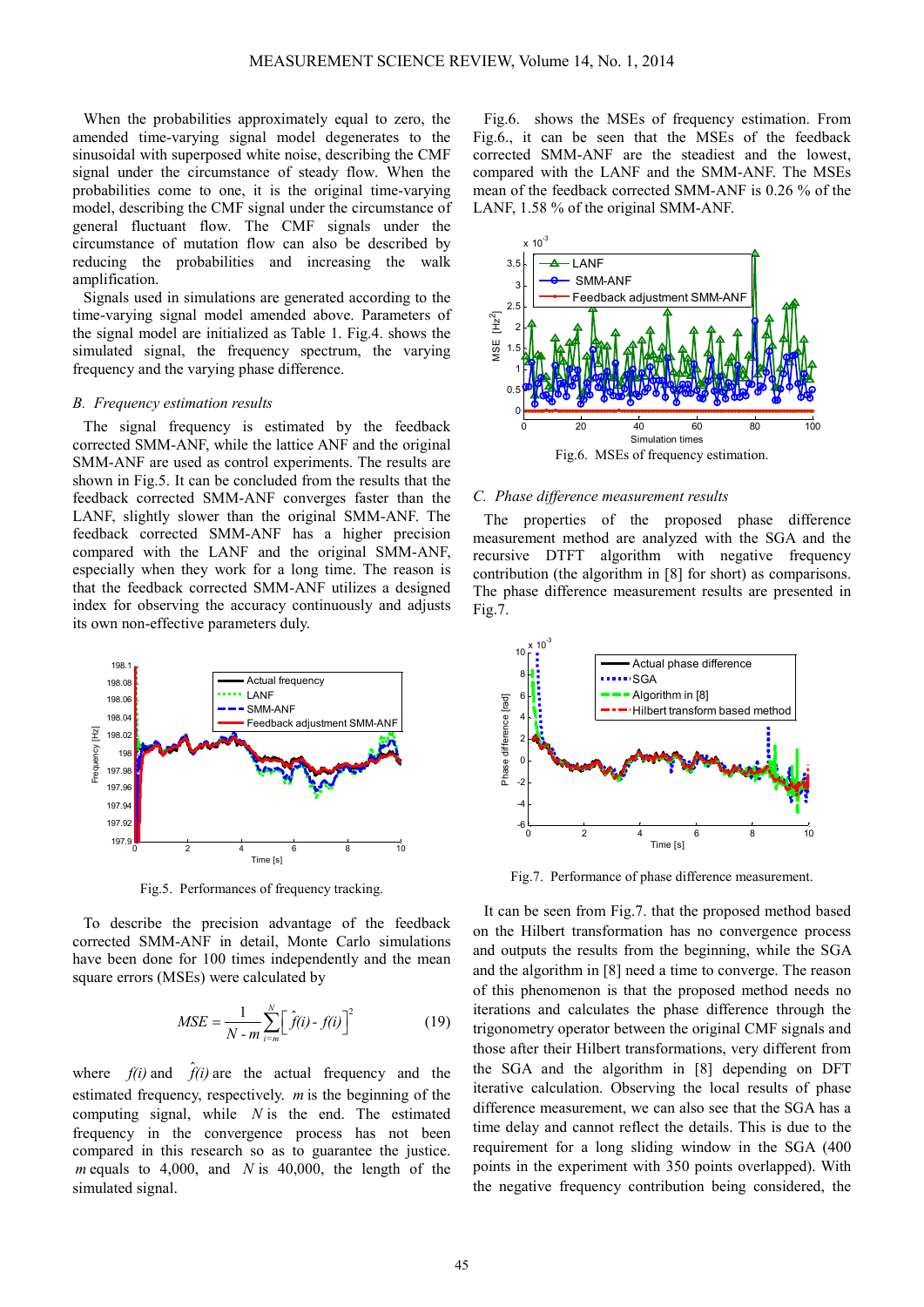When the probabilities approximately equal to zero, the amended time-varying signal model degenerates to the sinusoidal with superposed white noise, describing the CMF signal under the circumstance of steady flow. When the probabilities come to one, it is the original time-varying model, describing the CMF signal under the circumstance of general fluctuant flow. The CMF signals under the circumstance of mutation flow can also be described by reducing the probabilities and increasing the walk amplification.

Signals used in simulations are generated according to the time-varying signal model amended above. Parameters of the signal model are initialized as Table 1. Fig.4. shows the simulated signal, the frequency spectrum, the varying frequency and the varying phase difference.

### *B. Frequency estimation results*

The signal frequency is estimated by the feedback corrected SMM-ANF, while the lattice ANF and the original SMM-ANF are used as control experiments. The results are shown in Fig.5. It can be concluded from the results that the feedback corrected SMM-ANF converges faster than the LANF, slightly slower than the original SMM-ANF. The feedback corrected SMM-ANF has a higher precision compared with the LANF and the original SMM-ANF, especially when they work for a long time. The reason is that the feedback corrected SMM-ANF utilizes a designed index for observing the accuracy continuously and adjusts its own non-effective parameters duly.

Fig.5. Performances of frequency tracking.

To describe the precision advantage of the feedback corrected SMM-ANF in detail, Monte Carlo simulations have been done for 100 times independently and the mean square errors (MSEs) were calculated by

$$MSE = \frac{1}{N-m}\sum_{i=m}^{N}\left[\hat{f}(i) - f(i)\right]^2 \tag{19}$$

where $f(i)$ and $\hat{f}(i)$ are the actual frequency and the estimated frequency, respectively. $m$ is the beginning of the computing signal, while $N$ is the end. The estimated frequency in the convergence process has not been compared in this research so as to guarantee the justice. $m$ equals to 4,000, and $N$ is 40,000, the length of the simulated signal.

Fig.6. shows the MSEs of frequency estimation. From Fig.6., it can be seen that the MSEs of the feedback corrected SMM-ANF are the steadiest and the lowest, compared with the LANF and the SMM-ANF. The MSEs mean of the feedback corrected SMM-ANF is 0.26 % of the LANF, 1.58 % of the original SMM-ANF.

Fig.6. MSEs of frequency estimation.

### *C. Phase difference measurement results*

The properties of the proposed phase difference measurement method are analyzed with the SGA and the recursive DTFT algorithm with negative frequency contribution (the algorithm in [8] for short) as comparisons. The phase difference measurement results are presented in Fig.7.

Fig.7. Performance of phase difference measurement.

It can be seen from Fig.7. that the proposed method based on the Hilbert transformation has no convergence process and outputs the results from the beginning, while the SGA and the algorithm in [8] need a time to converge. The reason of this phenomenon is that the proposed method needs no iterations and calculates the phase difference through the trigonometry operator between the original CMF signals and those after their Hilbert transformations, very different from the SGA and the algorithm in [8] depending on DFT iterative calculation. Observing the local results of phase difference measurement, we can also see that the SGA has a time delay and cannot reflect the details. This is due to the requirement for a long sliding window in the SGA (400 points in the experiment with 350 points overlapped). With the negative frequency contribution being considered, the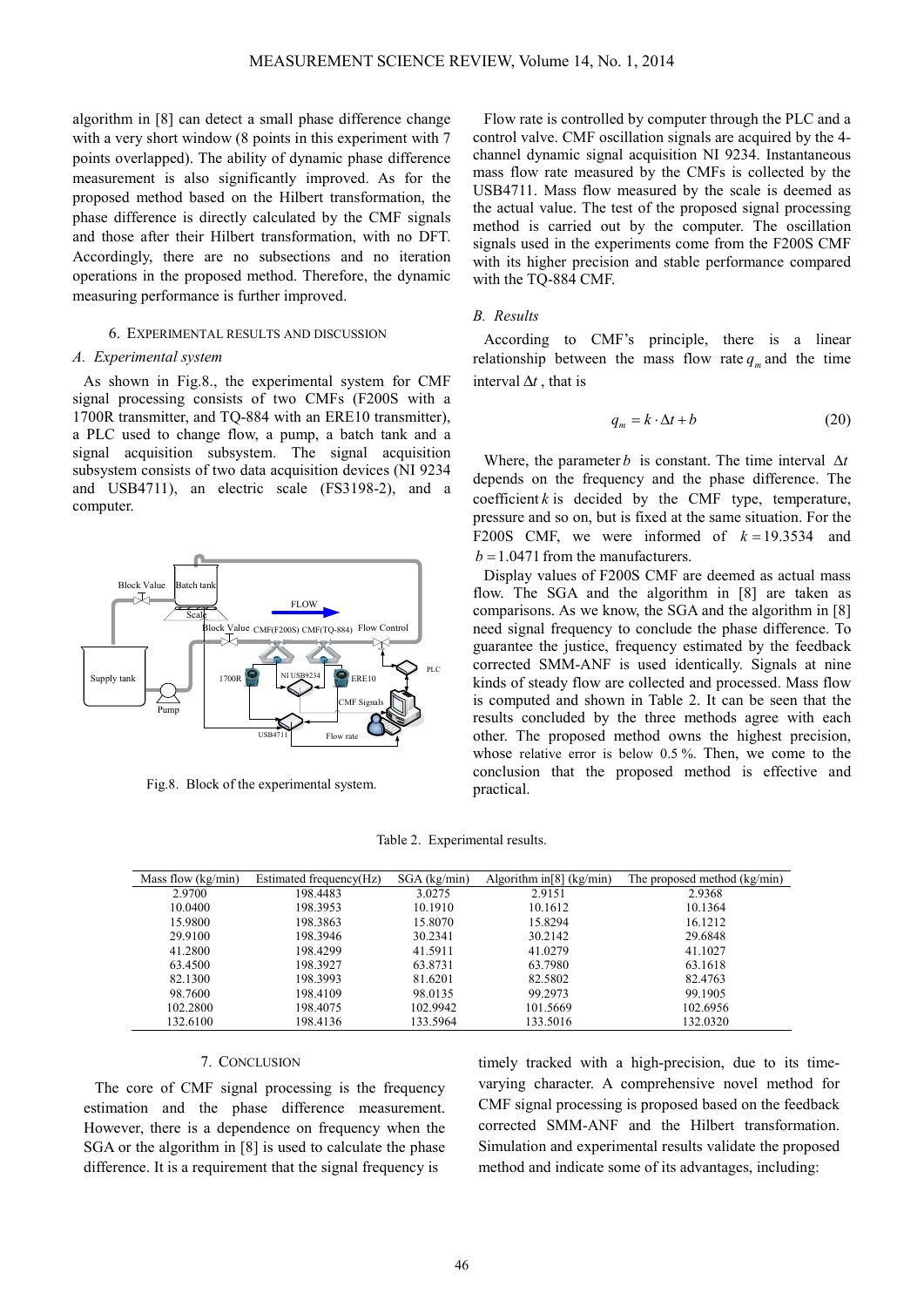algorithm in [8] can detect a small phase difference change with a very short window (8 points in this experiment with 7 points overlapped). The ability of dynamic phase difference measurement is also significantly improved. As for the proposed method based on the Hilbert transformation, the phase difference is directly calculated by the CMF signals and those after their Hilbert transformation, with no DFT. Accordingly, there are no subsections and no iteration operations in the proposed method. Therefore, the dynamic measuring performance is further improved.

## 6. Experimental results and discussion

### A. Experimental system

As shown in Fig.8., the experimental system for CMF signal processing consists of two CMFs (F200S with a 1700R transmitter, and TQ-884 with an ERE10 transmitter), a PLC used to change flow, a pump, a batch tank and a signal acquisition subsystem. The signal acquisition subsystem consists of two data acquisition devices (NI 9234 and USB4711), an electric scale (FS3198-2), and a computer.

Fig.8. Block of the experimental system.

Flow rate is controlled by computer through the PLC and a control valve. CMF oscillation signals are acquired by the 4-channel dynamic signal acquisition NI 9234. Instantaneous mass flow rate measured by the CMFs is collected by the USB4711. Mass flow measured by the scale is deemed as the actual value. The test of the proposed signal processing method is carried out by the computer. The oscillation signals used in the experiments come from the F200S CMF with its higher precision and stable performance compared with the TQ-884 CMF.

### B. Results

According to CMF's principle, there is a linear relationship between the mass flow rate $q_m$ and the time interval $\Delta t$, that is

$$q_m = k \cdot \Delta t + b \tag{20}$$

Where, the parameter $b$ is constant. The time interval $\Delta t$ depends on the frequency and the phase difference. The coefficient $k$ is decided by the CMF type, temperature, pressure and so on, but is fixed at the same situation. For the F200S CMF, we were informed of $k = 19.3534$ and $b = 1.0471$ from the manufacturers.

Display values of F200S CMF are deemed as actual mass flow. The SGA and the algorithm in [8] are taken as comparisons. As we know, the SGA and the algorithm in [8] need signal frequency to conclude the phase difference. To guarantee the justice, frequency estimated by the feedback corrected SMM-ANF is used identically. Signals at nine kinds of steady flow are collected and processed. Mass flow is computed and shown in Table 2. It can be seen that the results concluded by the three methods agree with each other. The proposed method owns the highest precision, whose relative error is below 0.5 %. Then, we come to the conclusion that the proposed method is effective and practical.

Table 2. Experimental results.

| Mass flow (kg/min) | Estimated frequency(Hz) | SGA (kg/min) | Algorithm in[8] (kg/min) | The proposed method (kg/min) |
|---|---|---|---|---|
| 2.9700 | 198.4483 | 3.0275 | 2.9151 | 2.9368 |
| 10.0400 | 198.3953 | 10.1910 | 10.1612 | 10.1364 |
| 15.9800 | 198.3863 | 15.8070 | 15.8294 | 16.1212 |
| 29.9100 | 198.3946 | 30.2341 | 30.2142 | 29.6848 |
| 41.2800 | 198.4299 | 41.5911 | 41.0279 | 41.1027 |
| 63.4500 | 198.3927 | 63.8731 | 63.7980 | 63.1618 |
| 82.1300 | 198.3993 | 81.6201 | 82.5802 | 82.4763 |
| 98.7600 | 198.4109 | 98.0135 | 99.2973 | 99.1905 |
| 102.2800 | 198.4075 | 102.9942 | 101.5669 | 102.6956 |
| 132.6100 | 198.4136 | 133.5964 | 133.5016 | 132.0320 |

## 7. Conclusion

The core of CMF signal processing is the frequency estimation and the phase difference measurement. However, there is a dependence on frequency when the SGA or the algorithm in [8] is used to calculate the phase difference. It is a requirement that the signal frequency is timely tracked with a high-precision, due to its time-varying character. A comprehensive novel method for CMF signal processing is proposed based on the feedback corrected SMM-ANF and the Hilbert transformation. Simulation and experimental results validate the proposed method and indicate some of its advantages, including: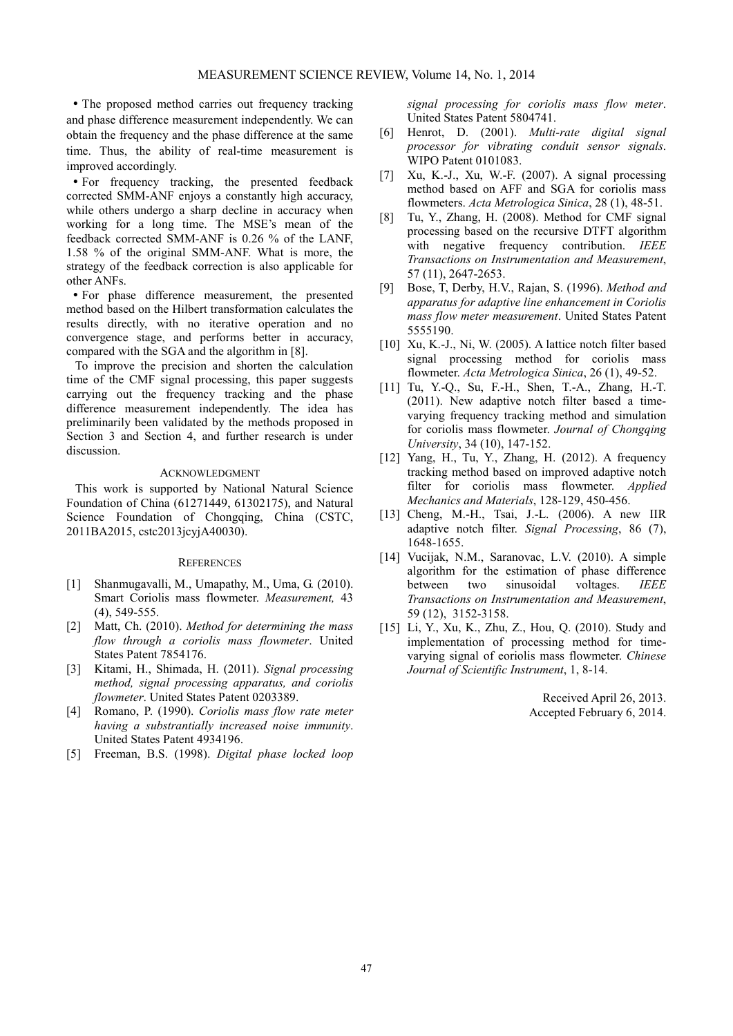- The proposed method carries out frequency tracking and phase difference measurement independently. We can obtain the frequency and the phase difference at the same time. Thus, the ability of real-time measurement is improved accordingly.
- For frequency tracking, the presented feedback corrected SMM-ANF enjoys a constantly high accuracy, while others undergo a sharp decline in accuracy when working for a long time. The MSE's mean of the feedback corrected SMM-ANF is 0.26 % of the LANF, 1.58 % of the original SMM-ANF. What is more, the strategy of the feedback correction is also applicable for other ANFs.
- For phase difference measurement, the presented method based on the Hilbert transformation calculates the results directly, with no iterative operation and no convergence stage, and performs better in accuracy, compared with the SGA and the algorithm in [8].

To improve the precision and shorten the calculation time of the CMF signal processing, this paper suggests carrying out the frequency tracking and the phase difference measurement independently. The idea has preliminarily been validated by the methods proposed in Section 3 and Section 4, and further research is under discussion.

## ACKNOWLEDGMENT

This work is supported by National Natural Science Foundation of China (61271449, 61302175), and Natural Science Foundation of Chongqing, China (CSTC, 2011BA2015, cstc2013jcyjA40030).

## REFERENCES

[1] Shanmugavalli, M., Umapathy, M., Uma, G. (2010). Smart Coriolis mass flowmeter. *Measurement,* 43 (4), 549-555.

[2] Matt, Ch. (2010). *Method for determining the mass flow through a coriolis mass flowmeter*. United States Patent 7854176.

[3] Kitami, H., Shimada, H. (2011). *Signal processing method, signal processing apparatus, and coriolis flowmeter*. United States Patent 0203389.

[4] Romano, P. (1990). *Coriolis mass flow rate meter having a substrantially increased noise immunity*. United States Patent 4934196.

[5] Freeman, B.S. (1998). *Digital phase locked loop signal processing for coriolis mass flow meter*. United States Patent 5804741.

[6] Henrot, D. (2001). *Multi-rate digital signal processor for vibrating conduit sensor signals*. WIPO Patent 0101083.

[7] Xu, K.-J., Xu, W.-F. (2007). A signal processing method based on AFF and SGA for coriolis mass flowmeters. *Acta Metrologica Sinica*, 28 (1), 48-51.

[8] Tu, Y., Zhang, H. (2008). Method for CMF signal processing based on the recursive DTFT algorithm with negative frequency contribution. *IEEE Transactions on Instrumentation and Measurement*, 57 (11), 2647-2653.

[9] Bose, T, Derby, H.V., Rajan, S. (1996). *Method and apparatus for adaptive line enhancement in Coriolis mass flow meter measurement*. United States Patent 5555190.

[10] Xu, K.-J., Ni, W. (2005). A lattice notch filter based signal processing method for coriolis mass flowmeter. *Acta Metrologica Sinica*, 26 (1), 49-52.

[11] Tu, Y.-Q., Su, F.-H., Shen, T.-A., Zhang, H.-T. (2011). New adaptive notch filter based a time-varying frequency tracking method and simulation for coriolis mass flowmeter. *Journal of Chongqing University*, 34 (10), 147-152.

[12] Yang, H., Tu, Y., Zhang, H. (2012). A frequency tracking method based on improved adaptive notch filter for coriolis mass flowmeter. *Applied Mechanics and Materials*, 128-129, 450-456.

[13] Cheng, M.-H., Tsai, J.-L. (2006). A new IIR adaptive notch filter. *Signal Processing*, 86 (7), 1648-1655.

[14] Vucijak, N.M., Saranovac, L.V. (2010). A simple algorithm for the estimation of phase difference between two sinusoidal voltages. *IEEE Transactions on Instrumentation and Measurement*, 59 (12), 3152-3158.

[15] Li, Y., Xu, K., Zhu, Z., Hou, Q. (2010). Study and implementation of processing method for time-varying signal of eoriolis mass flowmeter. *Chinese Journal of Scientific Instrument*, 1, 8-14.

Received April 26, 2013.
Accepted February 6, 2014.